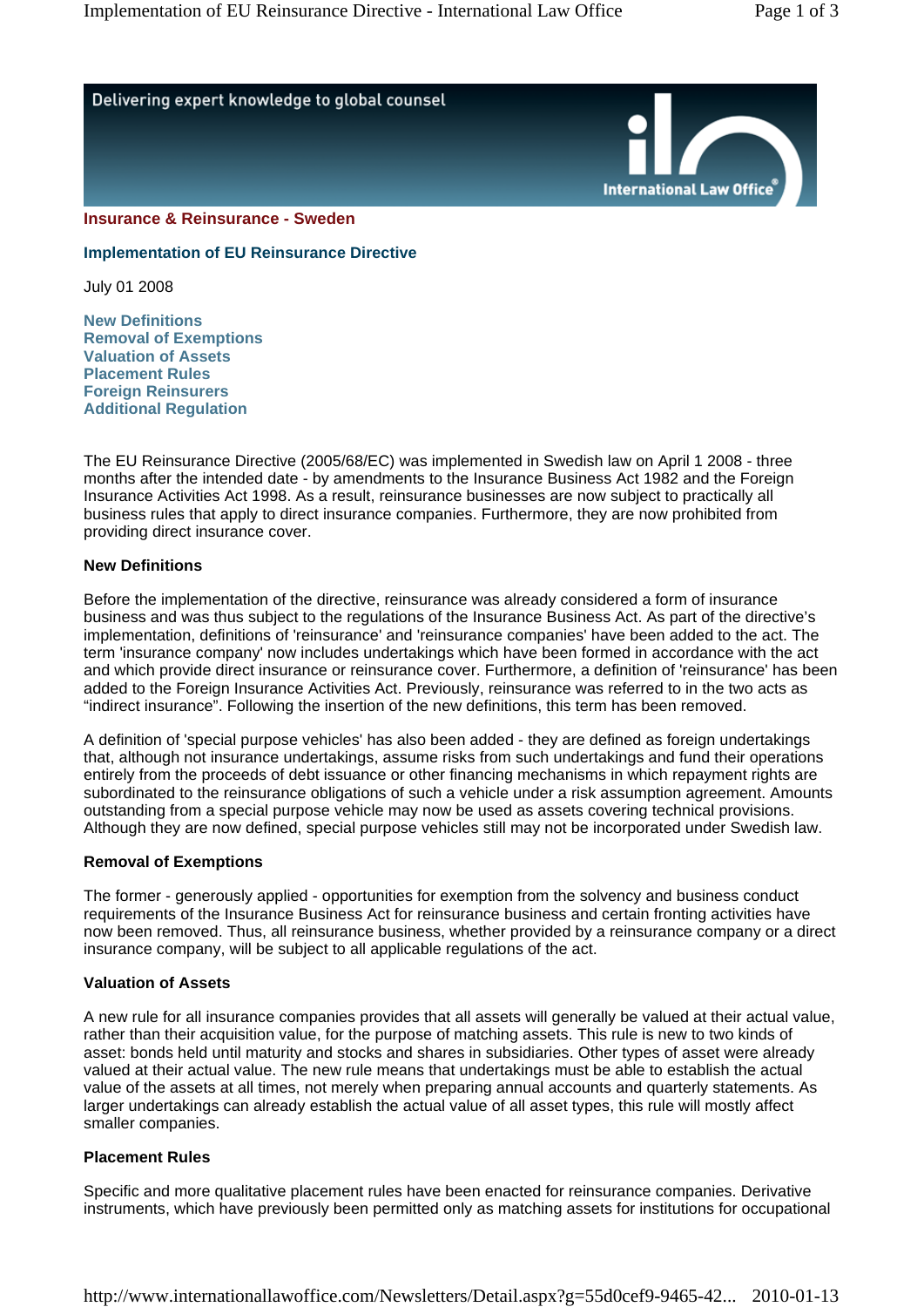**Insurance & Reinsurance - Sweden**

## Implementation of EU Reinsurance Directive

July 01 2008

- New Definitions
- Removal of Exemptions
- Valuation of Assets
- Placement Rules
- Foreign Reinsurers
- Additional Regulation

The EU Reinsurance Directive (2005/68/EC) was implemented in Swedish law on April 1 2008 - three months after the intended date - by amendments to the Insurance Business Act 1982 and the Foreign Insurance Activities Act 1998. As a result, reinsurance businesses are now subject to practically all business rules that apply to direct insurance companies. Furthermore, they are now prohibited from providing direct insurance cover.

### New Definitions

Before the implementation of the directive, reinsurance was already considered a form of insurance business and was thus subject to the regulations of the Insurance Business Act. As part of the directive's implementation, definitions of 'reinsurance' and 'reinsurance companies' have been added to the act. The term 'insurance company' now includes undertakings which have been formed in accordance with the act and which provide direct insurance or reinsurance cover. Furthermore, a definition of 'reinsurance' has been added to the Foreign Insurance Activities Act. Previously, reinsurance was referred to in the two acts as "indirect insurance". Following the insertion of the new definitions, this term has been removed.

A definition of 'special purpose vehicles' has also been added - they are defined as foreign undertakings that, although not insurance undertakings, assume risks from such undertakings and fund their operations entirely from the proceeds of debt issuance or other financing mechanisms in which repayment rights are subordinated to the reinsurance obligations of such a vehicle under a risk assumption agreement. Amounts outstanding from a special purpose vehicle may now be used as assets covering technical provisions. Although they are now defined, special purpose vehicles still may not be incorporated under Swedish law.

### Removal of Exemptions

The former - generously applied - opportunities for exemption from the solvency and business conduct requirements of the Insurance Business Act for reinsurance business and certain fronting activities have now been removed. Thus, all reinsurance business, whether provided by a reinsurance company or a direct insurance company, will be subject to all applicable regulations of the act.

### Valuation of Assets

A new rule for all insurance companies provides that all assets will generally be valued at their actual value, rather than their acquisition value, for the purpose of matching assets. This rule is new to two kinds of asset: bonds held until maturity and stocks and shares in subsidiaries. Other types of asset were already valued at their actual value. The new rule means that undertakings must be able to establish the actual value of the assets at all times, not merely when preparing annual accounts and quarterly statements. As larger undertakings can already establish the actual value of all asset types, this rule will mostly affect smaller companies.

### Placement Rules

Specific and more qualitative placement rules have been enacted for reinsurance companies. Derivative instruments, which have previously been permitted only as matching assets for institutions for occupational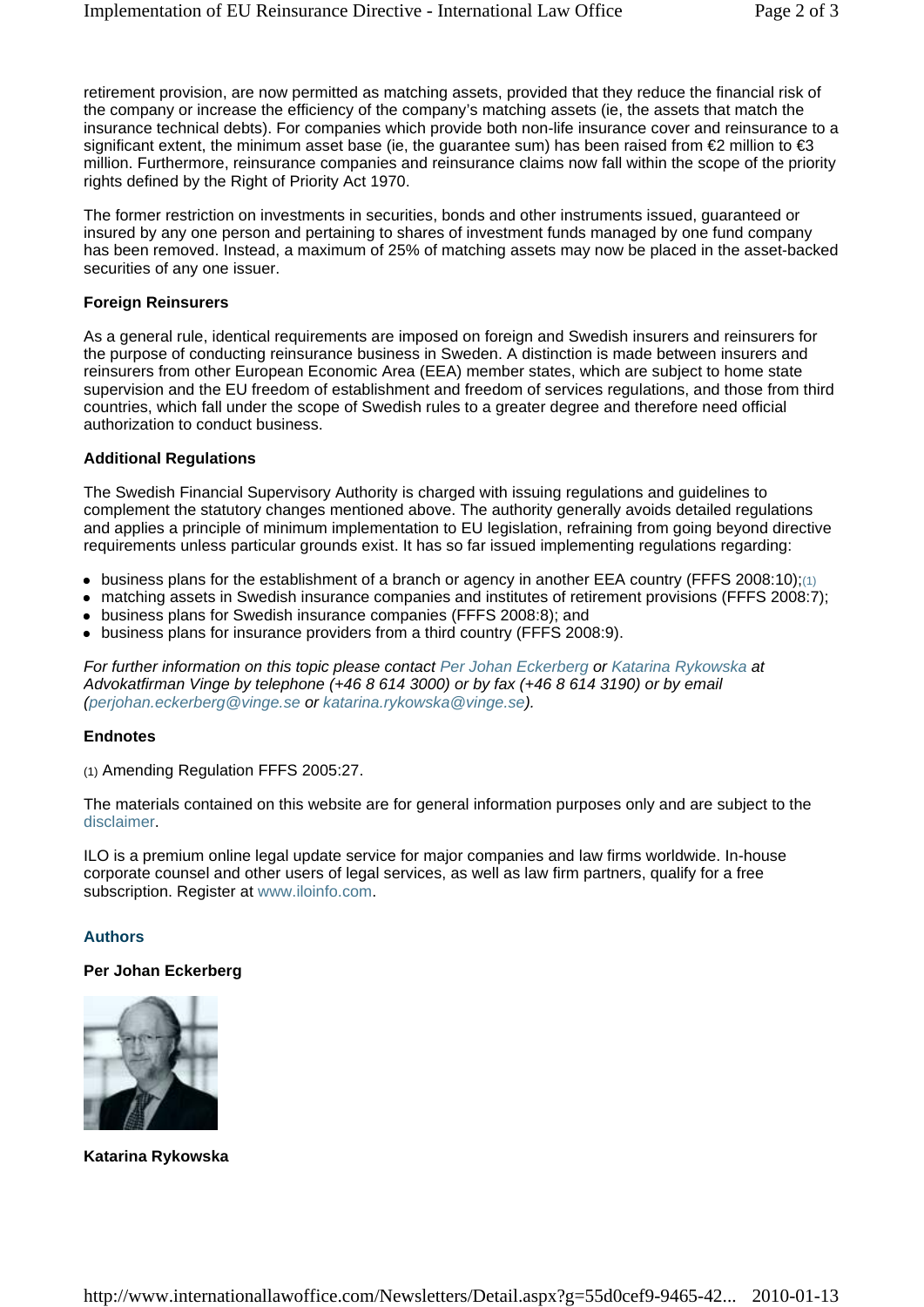retirement provision, are now permitted as matching assets, provided that they reduce the financial risk of the company or increase the efficiency of the company's matching assets (ie, the assets that match the insurance technical debts). For companies which provide both non-life insurance cover and reinsurance to a significant extent, the minimum asset base (ie, the guarantee sum) has been raised from €2 million to €3 million. Furthermore, reinsurance companies and reinsurance claims now fall within the scope of the priority rights defined by the Right of Priority Act 1970.

The former restriction on investments in securities, bonds and other instruments issued, guaranteed or insured by any one person and pertaining to shares of investment funds managed by one fund company has been removed. Instead, a maximum of 25% of matching assets may now be placed in the asset-backed securities of any one issuer.

**Foreign Reinsurers**

As a general rule, identical requirements are imposed on foreign and Swedish insurers and reinsurers for the purpose of conducting reinsurance business in Sweden. A distinction is made between insurers and reinsurers from other European Economic Area (EEA) member states, which are subject to home state supervision and the EU freedom of establishment and freedom of services regulations, and those from third countries, which fall under the scope of Swedish rules to a greater degree and therefore need official authorization to conduct business.

**Additional Regulations**

The Swedish Financial Supervisory Authority is charged with issuing regulations and guidelines to complement the statutory changes mentioned above. The authority generally avoids detailed regulations and applies a principle of minimum implementation to EU legislation, refraining from going beyond directive requirements unless particular grounds exist. It has so far issued implementing regulations regarding:

- business plans for the establishment of a branch or agency in another EEA country (FFFS 2008:10);(1)
- matching assets in Swedish insurance companies and institutes of retirement provisions (FFFS 2008:7);
- business plans for Swedish insurance companies (FFFS 2008:8); and
- business plans for insurance providers from a third country (FFFS 2008:9).

*For further information on this topic please contact Per Johan Eckerberg or Katarina Rykowska at Advokatfirman Vinge by telephone (+46 8 614 3000) or by fax (+46 8 614 3190) or by email (perjohan.eckerberg@vinge.se or katarina.rykowska@vinge.se).*

**Endnotes**

(1) Amending Regulation FFFS 2005:27.

The materials contained on this website are for general information purposes only and are subject to the disclaimer.

ILO is a premium online legal update service for major companies and law firms worldwide. In-house corporate counsel and other users of legal services, as well as law firm partners, qualify for a free subscription. Register at www.iloinfo.com.

**Authors**

**Per Johan Eckerberg**

**Katarina Rykowska**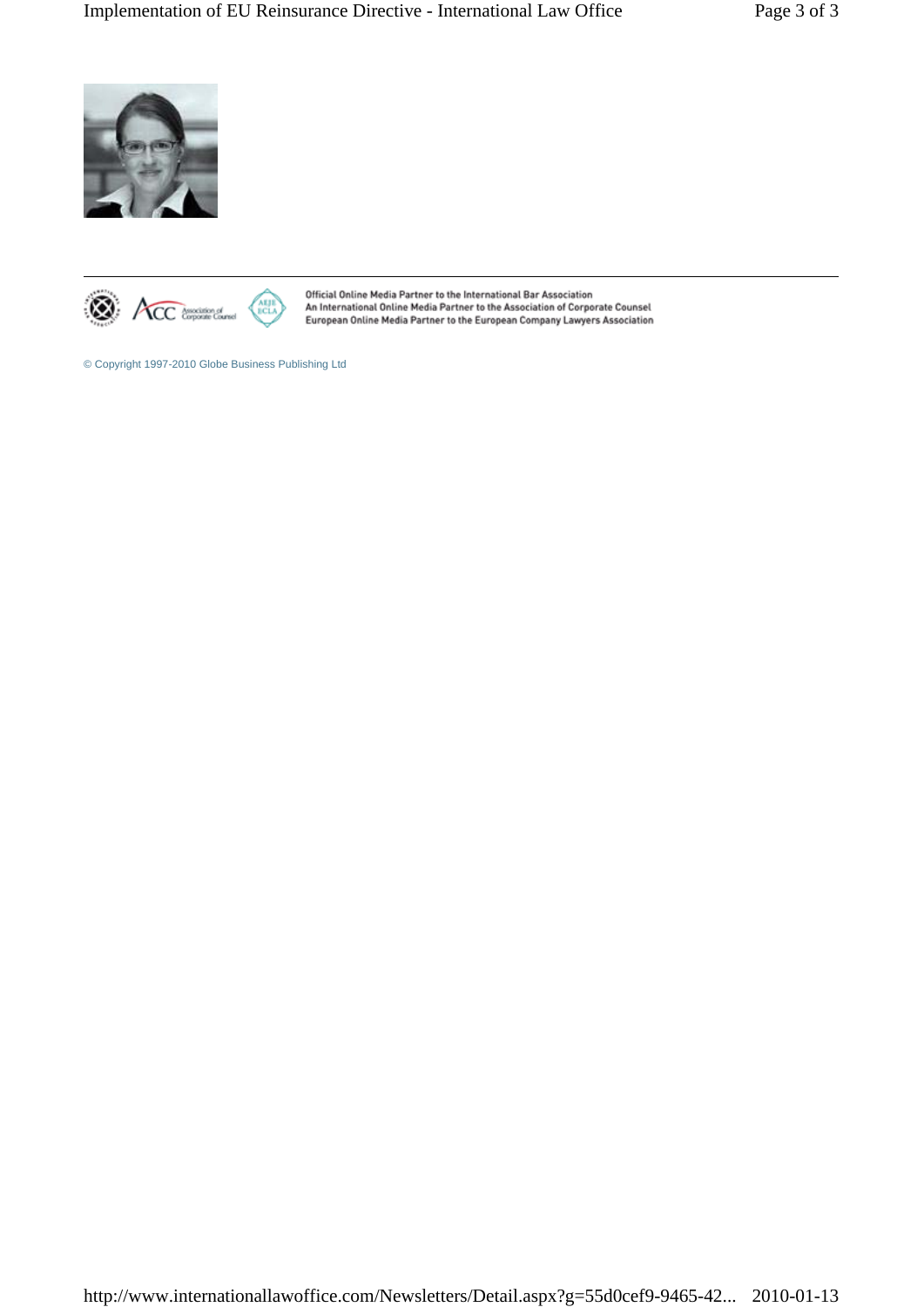Official Online Media Partner to the International Bar Association
An International Online Media Partner to the Association of Corporate Counsel
European Online Media Partner to the European Company Lawyers Association

© Copyright 1997-2010 Globe Business Publishing Ltd